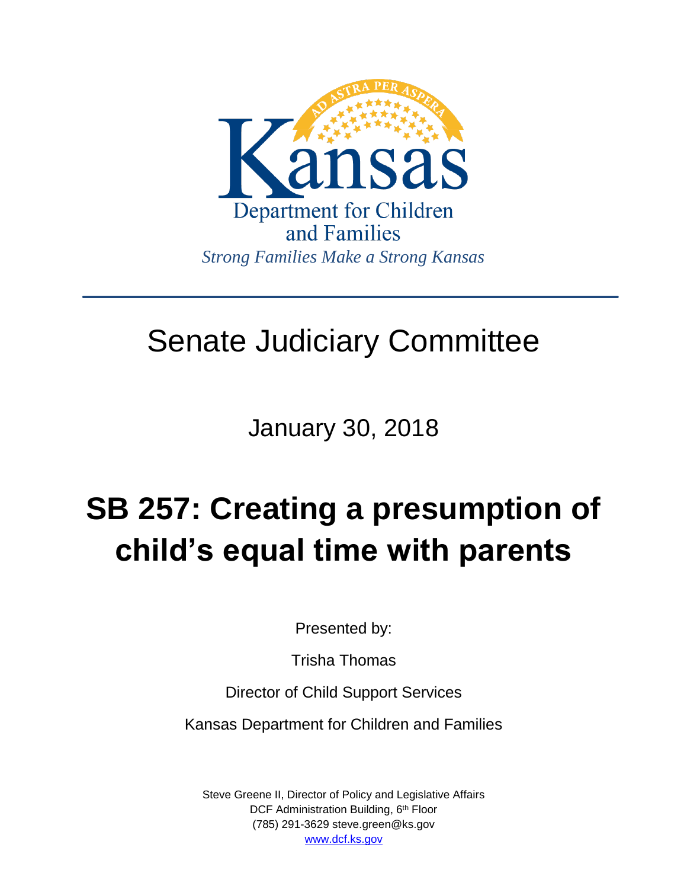Kansas

Department for Children and Families

*Strong Families Make a Strong Kansas*

# Senate Judiciary Committee

January 30, 2018

# SB 257: Creating a presumption of child's equal time with parents

Presented by:

Trisha Thomas

Director of Child Support Services

Kansas Department for Children and Families

Steve Greene II, Director of Policy and Legislative Affairs
DCF Administration Building, 6th Floor
(785) 291-3629 steve.green@ks.gov
www.dcf.ks.gov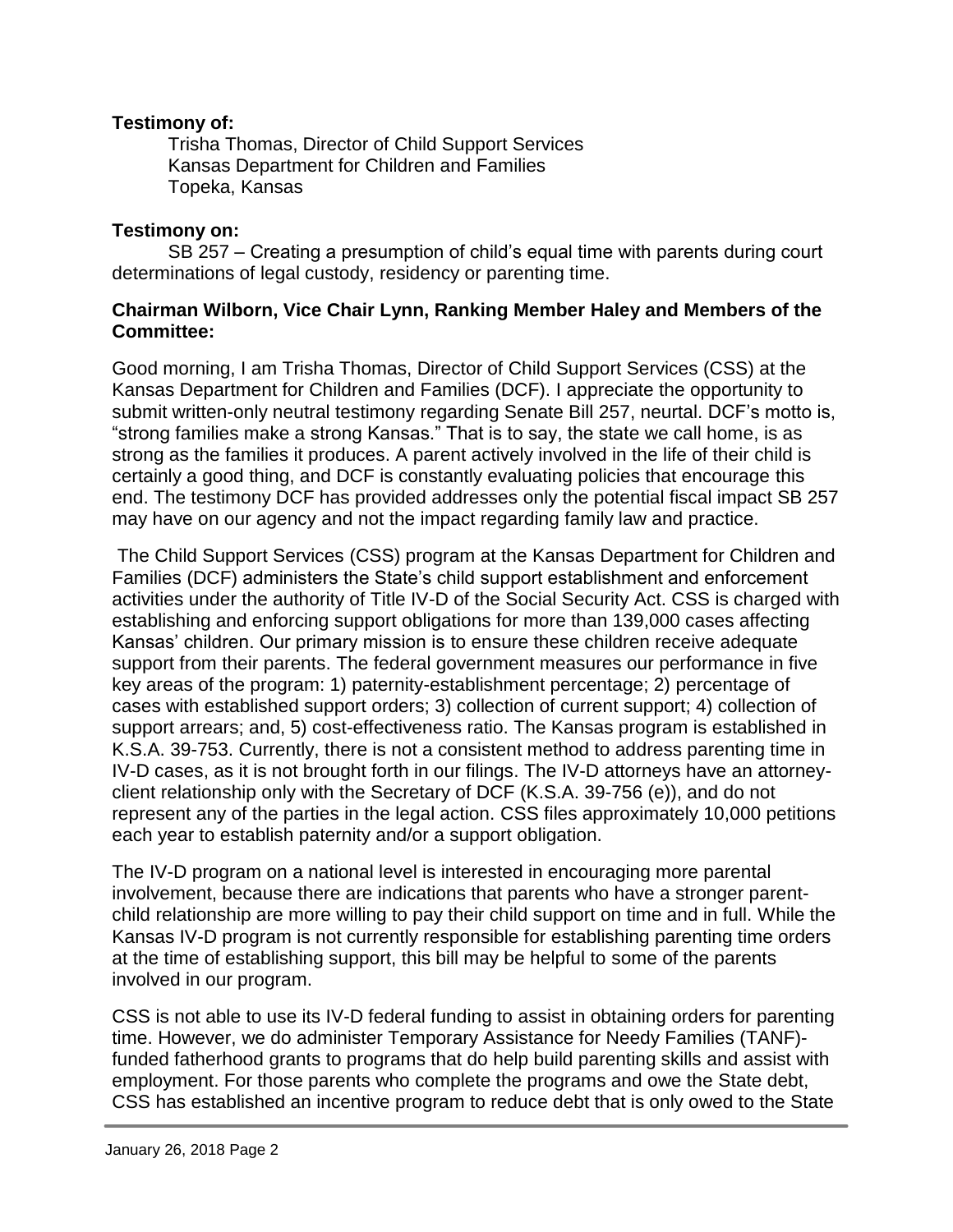**Testimony of:**

Trisha Thomas, Director of Child Support Services
Kansas Department for Children and Families
Topeka, Kansas

**Testimony on:**

SB 257 – Creating a presumption of child's equal time with parents during court determinations of legal custody, residency or parenting time.

**Chairman Wilborn, Vice Chair Lynn, Ranking Member Haley and Members of the Committee:**

Good morning, I am Trisha Thomas, Director of Child Support Services (CSS) at the Kansas Department for Children and Families (DCF). I appreciate the opportunity to submit written-only neutral testimony regarding Senate Bill 257, neurtal. DCF's motto is, "strong families make a strong Kansas." That is to say, the state we call home, is as strong as the families it produces. A parent actively involved in the life of their child is certainly a good thing, and DCF is constantly evaluating policies that encourage this end. The testimony DCF has provided addresses only the potential fiscal impact SB 257 may have on our agency and not the impact regarding family law and practice.

The Child Support Services (CSS) program at the Kansas Department for Children and Families (DCF) administers the State's child support establishment and enforcement activities under the authority of Title IV-D of the Social Security Act. CSS is charged with establishing and enforcing support obligations for more than 139,000 cases affecting Kansas' children. Our primary mission is to ensure these children receive adequate support from their parents. The federal government measures our performance in five key areas of the program: 1) paternity-establishment percentage; 2) percentage of cases with established support orders; 3) collection of current support; 4) collection of support arrears; and, 5) cost-effectiveness ratio. The Kansas program is established in K.S.A. 39-753. Currently, there is not a consistent method to address parenting time in IV-D cases, as it is not brought forth in our filings. The IV-D attorneys have an attorney-client relationship only with the Secretary of DCF (K.S.A. 39-756 (e)), and do not represent any of the parties in the legal action. CSS files approximately 10,000 petitions each year to establish paternity and/or a support obligation.

The IV-D program on a national level is interested in encouraging more parental involvement, because there are indications that parents who have a stronger parent-child relationship are more willing to pay their child support on time and in full. While the Kansas IV-D program is not currently responsible for establishing parenting time orders at the time of establishing support, this bill may be helpful to some of the parents involved in our program.

CSS is not able to use its IV-D federal funding to assist in obtaining orders for parenting time. However, we do administer Temporary Assistance for Needy Families (TANF)-funded fatherhood grants to programs that do help build parenting skills and assist with employment. For those parents who complete the programs and owe the State debt, CSS has established an incentive program to reduce debt that is only owed to the State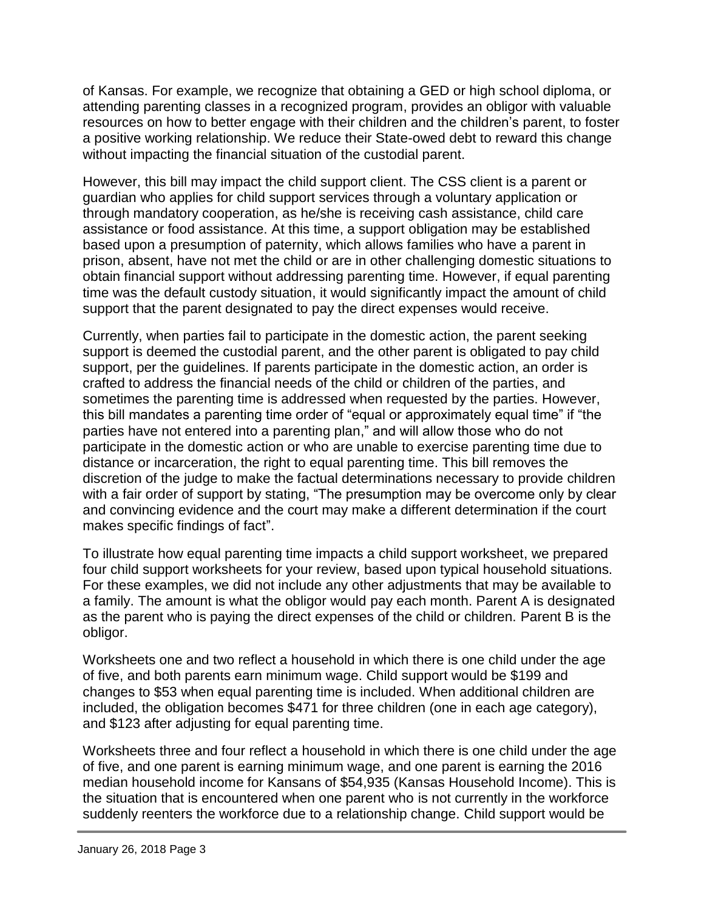of Kansas. For example, we recognize that obtaining a GED or high school diploma, or attending parenting classes in a recognized program, provides an obligor with valuable resources on how to better engage with their children and the children's parent, to foster a positive working relationship. We reduce their State-owed debt to reward this change without impacting the financial situation of the custodial parent.

However, this bill may impact the child support client. The CSS client is a parent or guardian who applies for child support services through a voluntary application or through mandatory cooperation, as he/she is receiving cash assistance, child care assistance or food assistance. At this time, a support obligation may be established based upon a presumption of paternity, which allows families who have a parent in prison, absent, have not met the child or are in other challenging domestic situations to obtain financial support without addressing parenting time. However, if equal parenting time was the default custody situation, it would significantly impact the amount of child support that the parent designated to pay the direct expenses would receive.

Currently, when parties fail to participate in the domestic action, the parent seeking support is deemed the custodial parent, and the other parent is obligated to pay child support, per the guidelines. If parents participate in the domestic action, an order is crafted to address the financial needs of the child or children of the parties, and sometimes the parenting time is addressed when requested by the parties. However, this bill mandates a parenting time order of "equal or approximately equal time" if "the parties have not entered into a parenting plan," and will allow those who do not participate in the domestic action or who are unable to exercise parenting time due to distance or incarceration, the right to equal parenting time. This bill removes the discretion of the judge to make the factual determinations necessary to provide children with a fair order of support by stating, "The presumption may be overcome only by clear and convincing evidence and the court may make a different determination if the court makes specific findings of fact".

To illustrate how equal parenting time impacts a child support worksheet, we prepared four child support worksheets for your review, based upon typical household situations. For these examples, we did not include any other adjustments that may be available to a family. The amount is what the obligor would pay each month. Parent A is designated as the parent who is paying the direct expenses of the child or children. Parent B is the obligor.

Worksheets one and two reflect a household in which there is one child under the age of five, and both parents earn minimum wage. Child support would be $199 and changes to $53 when equal parenting time is included. When additional children are included, the obligation becomes $471 for three children (one in each age category), and $123 after adjusting for equal parenting time.

Worksheets three and four reflect a household in which there is one child under the age of five, and one parent is earning minimum wage, and one parent is earning the 2016 median household income for Kansans of $54,935 (Kansas Household Income). This is the situation that is encountered when one parent who is not currently in the workforce suddenly reenters the workforce due to a relationship change. Child support would be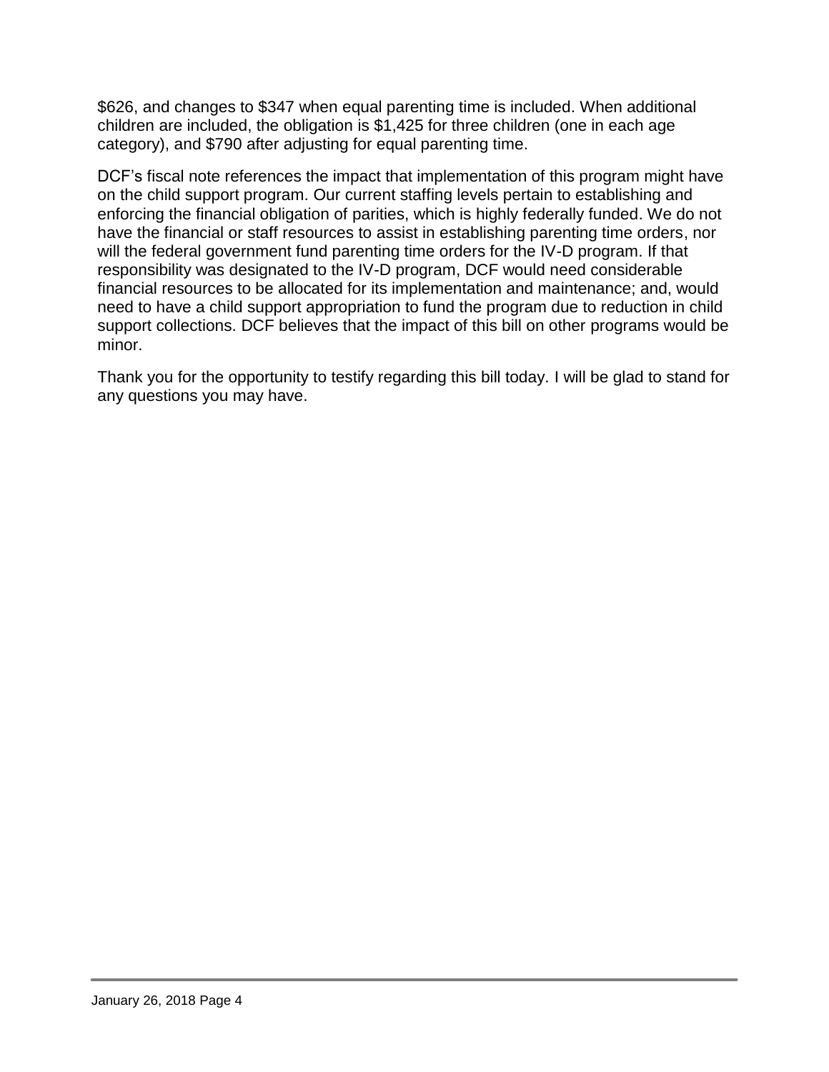$626, and changes to $347 when equal parenting time is included. When additional children are included, the obligation is $1,425 for three children (one in each age category), and $790 after adjusting for equal parenting time.

DCF's fiscal note references the impact that implementation of this program might have on the child support program. Our current staffing levels pertain to establishing and enforcing the financial obligation of parities, which is highly federally funded. We do not have the financial or staff resources to assist in establishing parenting time orders, nor will the federal government fund parenting time orders for the IV-D program. If that responsibility was designated to the IV-D program, DCF would need considerable financial resources to be allocated for its implementation and maintenance; and, would need to have a child support appropriation to fund the program due to reduction in child support collections. DCF believes that the impact of this bill on other programs would be minor.

Thank you for the opportunity to testify regarding this bill today. I will be glad to stand for any questions you may have.